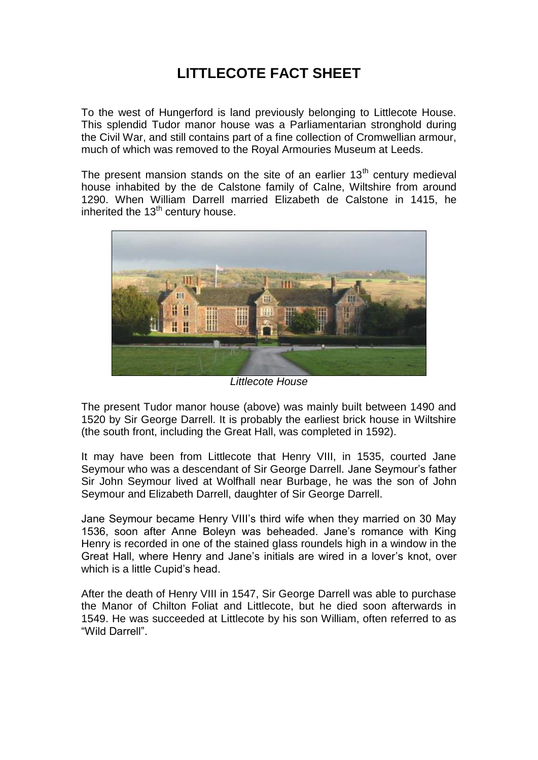# LITTLECOTE FACT SHEET

To the west of Hungerford is land previously belonging to Littlecote House. This splendid Tudor manor house was a Parliamentarian stronghold during the Civil War, and still contains part of a fine collection of Cromwellian armour, much of which was removed to the Royal Armouries Museum at Leeds.

The present mansion stands on the site of an earlier 13th century medieval house inhabited by the de Calstone family of Calne, Wiltshire from around 1290. When William Darrell married Elizabeth de Calstone in 1415, he inherited the 13th century house.

*Littlecote House*

The present Tudor manor house (above) was mainly built between 1490 and 1520 by Sir George Darrell. It is probably the earliest brick house in Wiltshire (the south front, including the Great Hall, was completed in 1592).

It may have been from Littlecote that Henry VIII, in 1535, courted Jane Seymour who was a descendant of Sir George Darrell. Jane Seymour's father Sir John Seymour lived at Wolfhall near Burbage, he was the son of John Seymour and Elizabeth Darrell, daughter of Sir George Darrell.

Jane Seymour became Henry VIII's third wife when they married on 30 May 1536, soon after Anne Boleyn was beheaded. Jane's romance with King Henry is recorded in one of the stained glass roundels high in a window in the Great Hall, where Henry and Jane's initials are wired in a lover's knot, over which is a little Cupid's head.

After the death of Henry VIII in 1547, Sir George Darrell was able to purchase the Manor of Chilton Foliat and Littlecote, but he died soon afterwards in 1549. He was succeeded at Littlecote by his son William, often referred to as "Wild Darrell".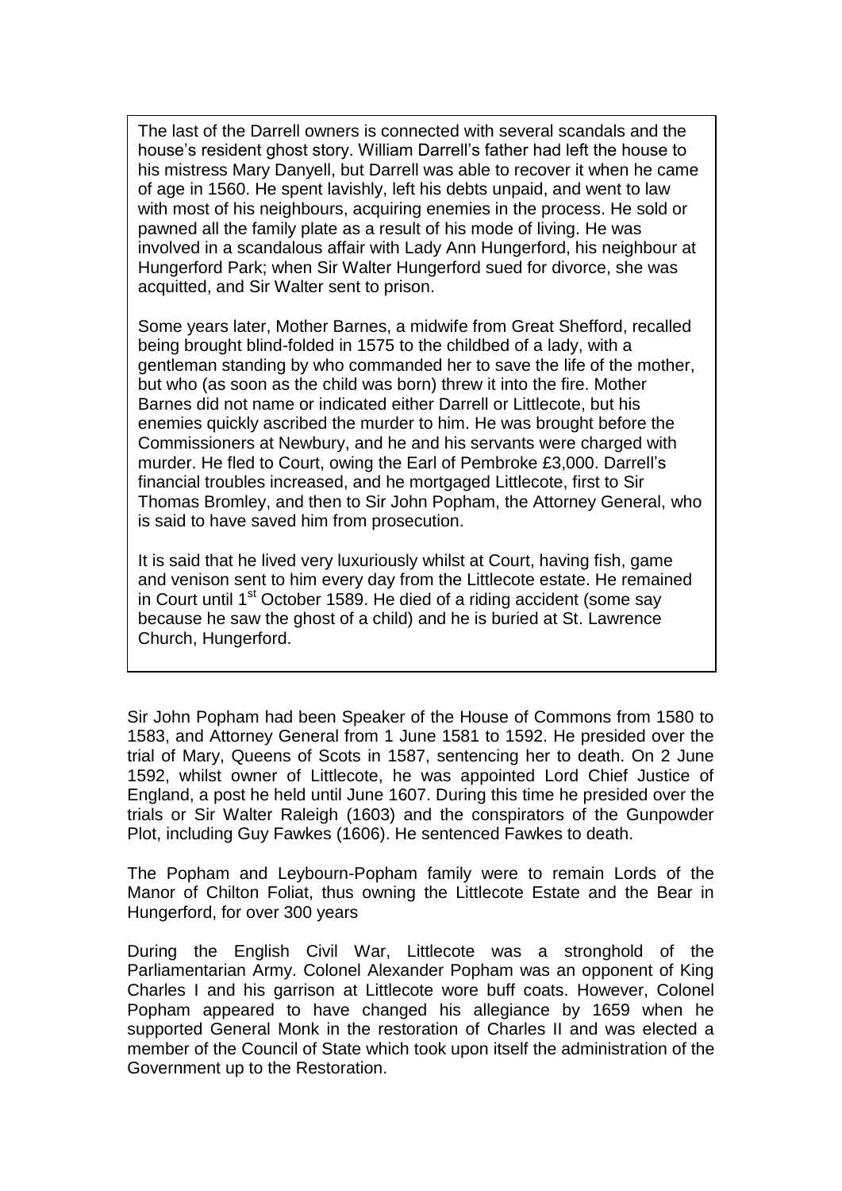The last of the Darrell owners is connected with several scandals and the house's resident ghost story. William Darrell's father had left the house to his mistress Mary Danyell, but Darrell was able to recover it when he came of age in 1560. He spent lavishly, left his debts unpaid, and went to law with most of his neighbours, acquiring enemies in the process. He sold or pawned all the family plate as a result of his mode of living. He was involved in a scandalous affair with Lady Ann Hungerford, his neighbour at Hungerford Park; when Sir Walter Hungerford sued for divorce, she was acquitted, and Sir Walter sent to prison.

Some years later, Mother Barnes, a midwife from Great Shefford, recalled being brought blind-folded in 1575 to the childbed of a lady, with a gentleman standing by who commanded her to save the life of the mother, but who (as soon as the child was born) threw it into the fire. Mother Barnes did not name or indicated either Darrell or Littlecote, but his enemies quickly ascribed the murder to him. He was brought before the Commissioners at Newbury, and he and his servants were charged with murder. He fled to Court, owing the Earl of Pembroke £3,000. Darrell's financial troubles increased, and he mortgaged Littlecote, first to Sir Thomas Bromley, and then to Sir John Popham, the Attorney General, who is said to have saved him from prosecution.

It is said that he lived very luxuriously whilst at Court, having fish, game and venison sent to him every day from the Littlecote estate. He remained in Court until 1st October 1589. He died of a riding accident (some say because he saw the ghost of a child) and he is buried at St. Lawrence Church, Hungerford.

Sir John Popham had been Speaker of the House of Commons from 1580 to 1583, and Attorney General from 1 June 1581 to 1592. He presided over the trial of Mary, Queens of Scots in 1587, sentencing her to death. On 2 June 1592, whilst owner of Littlecote, he was appointed Lord Chief Justice of England, a post he held until June 1607. During this time he presided over the trials or Sir Walter Raleigh (1603) and the conspirators of the Gunpowder Plot, including Guy Fawkes (1606). He sentenced Fawkes to death.

The Popham and Leybourn-Popham family were to remain Lords of the Manor of Chilton Foliat, thus owning the Littlecote Estate and the Bear in Hungerford, for over 300 years

During the English Civil War, Littlecote was a stronghold of the Parliamentarian Army. Colonel Alexander Popham was an opponent of King Charles I and his garrison at Littlecote wore buff coats. However, Colonel Popham appeared to have changed his allegiance by 1659 when he supported General Monk in the restoration of Charles II and was elected a member of the Council of State which took upon itself the administration of the Government up to the Restoration.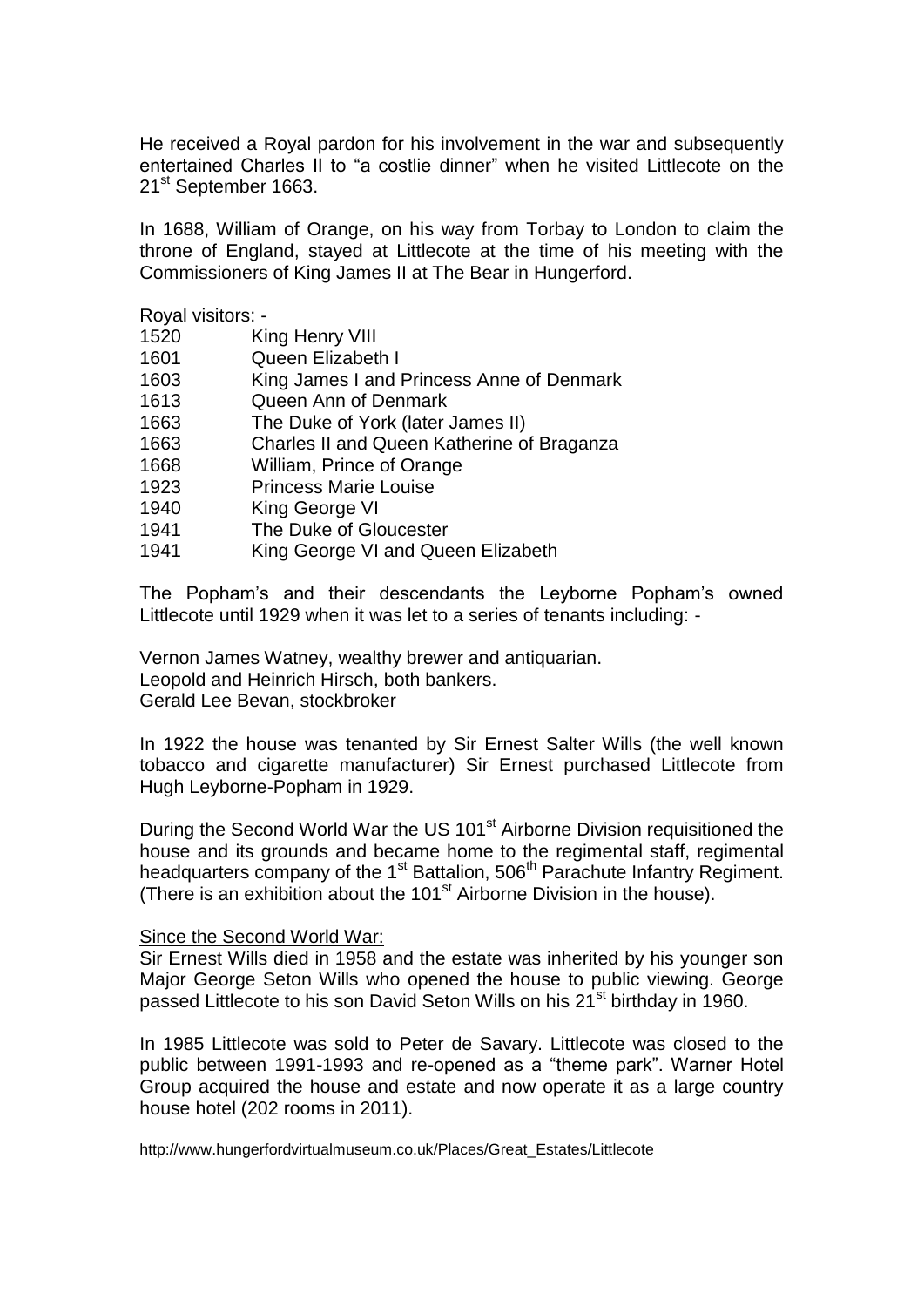He received a Royal pardon for his involvement in the war and subsequently entertained Charles II to “a costlie dinner” when he visited Littlecote on the 21st September 1663.

In 1688, William of Orange, on his way from Torbay to London to claim the throne of England, stayed at Littlecote at the time of his meeting with the Commissioners of King James II at The Bear in Hungerford.

Royal visitors: -

| | |
|---|---|
| 1520 | King Henry VIII |
| 1601 | Queen Elizabeth I |
| 1603 | King James I and Princess Anne of Denmark |
| 1613 | Queen Ann of Denmark |
| 1663 | The Duke of York (later James II) |
| 1663 | Charles II and Queen Katherine of Braganza |
| 1668 | William, Prince of Orange |
| 1923 | Princess Marie Louise |
| 1940 | King George VI |
| 1941 | The Duke of Gloucester |
| 1941 | King George VI and Queen Elizabeth |

The Popham’s and their descendants the Leyborne Popham’s owned Littlecote until 1929 when it was let to a series of tenants including: -

Vernon James Watney, wealthy brewer and antiquarian.
Leopold and Heinrich Hirsch, both bankers.
Gerald Lee Bevan, stockbroker

In 1922 the house was tenanted by Sir Ernest Salter Wills (the well known tobacco and cigarette manufacturer) Sir Ernest purchased Littlecote from Hugh Leyborne-Popham in 1929.

During the Second World War the US 101st Airborne Division requisitioned the house and its grounds and became home to the regimental staff, regimental headquarters company of the 1st Battalion, 506th Parachute Infantry Regiment. (There is an exhibition about the 101st Airborne Division in the house).

Since the Second World War:

Sir Ernest Wills died in 1958 and the estate was inherited by his younger son Major George Seton Wills who opened the house to public viewing. George passed Littlecote to his son David Seton Wills on his 21st birthday in 1960.

In 1985 Littlecote was sold to Peter de Savary. Littlecote was closed to the public between 1991-1993 and re-opened as a “theme park”. Warner Hotel Group acquired the house and estate and now operate it as a large country house hotel (202 rooms in 2011).

http://www.hungerfordvirtualmuseum.co.uk/Places/Great_Estates/Littlecote